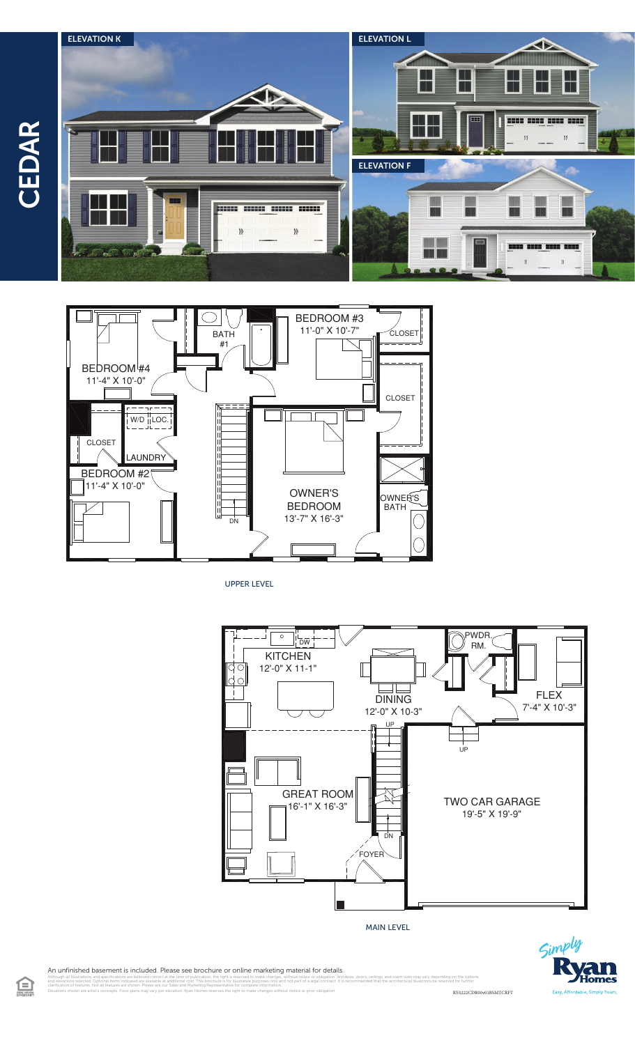# CEDAR

ELEVATION K

ELEVATION L

ELEVATION F

BEDROOM #3
11'-0" X 10'-7"

BATH #1

CLOSET

BEDROOM #4
11'-4" X 10'-0"

CLOSET

W/D LOC.

CLOSET

LAUNDRY

BEDROOM #2
11'-4" X 10'-0"

OWNER'S BEDROOM
13'-7" X 16'-3"

OWNER'S BATH

DN

UPPER LEVEL

KITCHEN
12'-0" X 11-1"

DW

DINING
12'-0" X 10-3"

PWDR. RM.

FLEX
7'-4" X 10'-3"

UP

UP

GREAT ROOM
16'-1" X 16'-3"

TWO CAR GARAGE
19'-5" X 19'-9"

DN

FOYER

MAIN LEVEL

An unfinished basement is included. Please see brochure or online marketing material for details.

Although all illustrations and specifications are believed correct at the time of publication, the right is reserved to make changes, without notice or obligation. Windows, doors, ceilings, and room sizes may vary depending on the options and elevations selected. Optional items indicated are available at additional cost. This brochure is for illustrative purposes only and not part of a legal contract. It is recommended that the architectural blueprints be reserved for further clarification of features. Not all features are shown. Please ask our Sales and Marketing Representative for complete information.
Elevations shown are artist's concepts. Floor plans may vary per elevation. Ryan Homes reserves the right to make changes without notice or prior obligation.

RY0222CDR00v01BSMTCRFT

Simply Ryan Homes

Easy. Affordable. Simply Yours.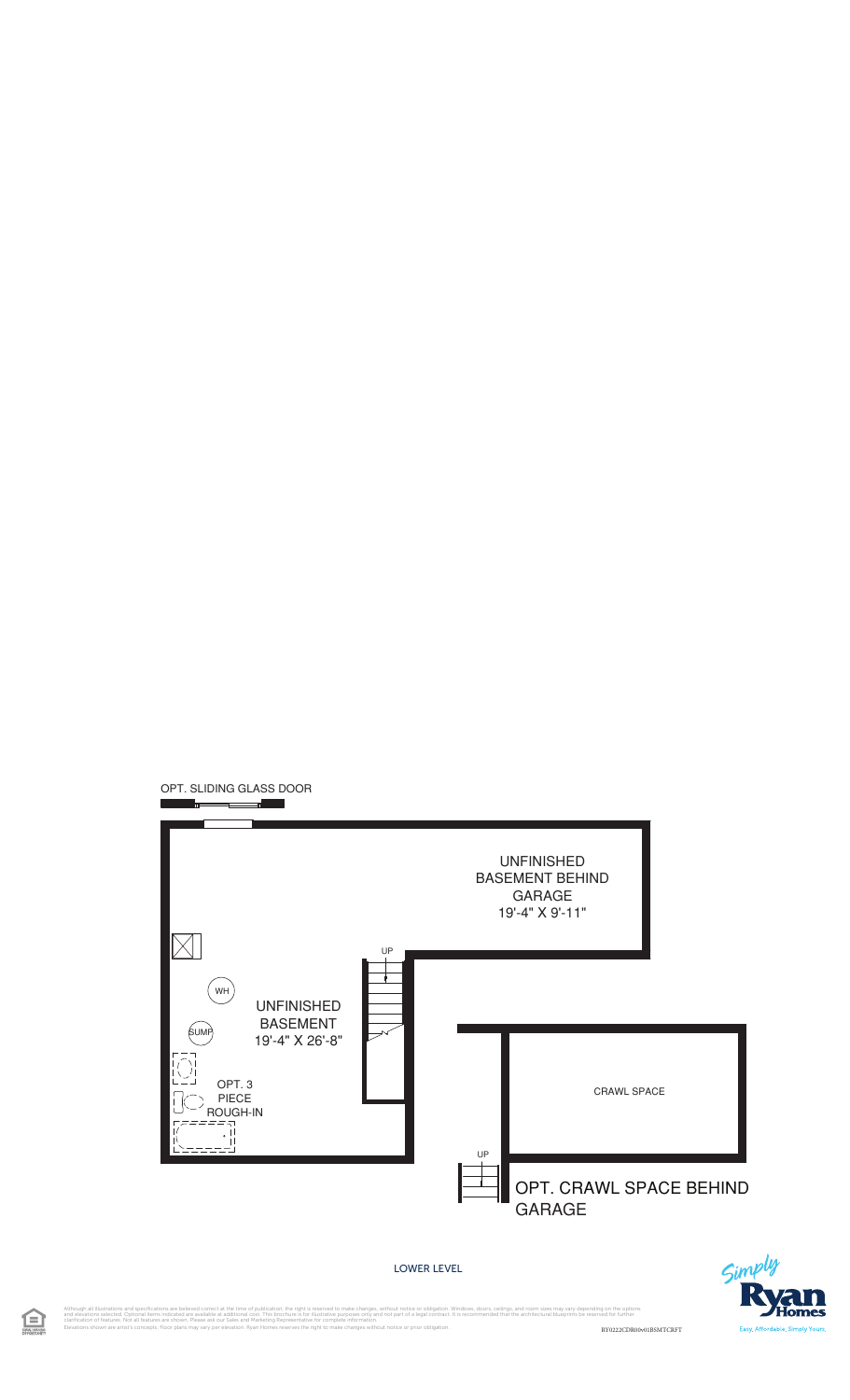OPT. SLIDING GLASS DOOR

UNFINISHED BASEMENT BEHIND GARAGE
19'-4" X 9'-11"

UP

WH

UNFINISHED BASEMENT
19'-4" X 26'-8"

SUMP

OPT. 3 PIECE ROUGH-IN

CRAWL SPACE

UP

OPT. CRAWL SPACE BEHIND GARAGE

LOWER LEVEL

Although all illustrations and specifications are believed correct at the time of publication, the right is reserved to make changes, without notice or obligation. Windows, doors, ceilings, and room sizes may vary depending on the options and elevations selected. Optional items indicated are available at additional cost. This brochure is for illustrative purposes only and not part of a legal contract. It is recommended that the architectural blueprints be reserved for further clarification of features. Not all features are shown. Please ask our Sales and Marketing Representative for complete information.
Elevations shown are artist's concepts. Floor plans may vary per elevation. Ryan Homes reserves the right to make changes without notice or prior obligation.

RY0222CDR00v01BSMTCRFT

Simply Ryan Homes
Easy, Affordable, Simply Yours.